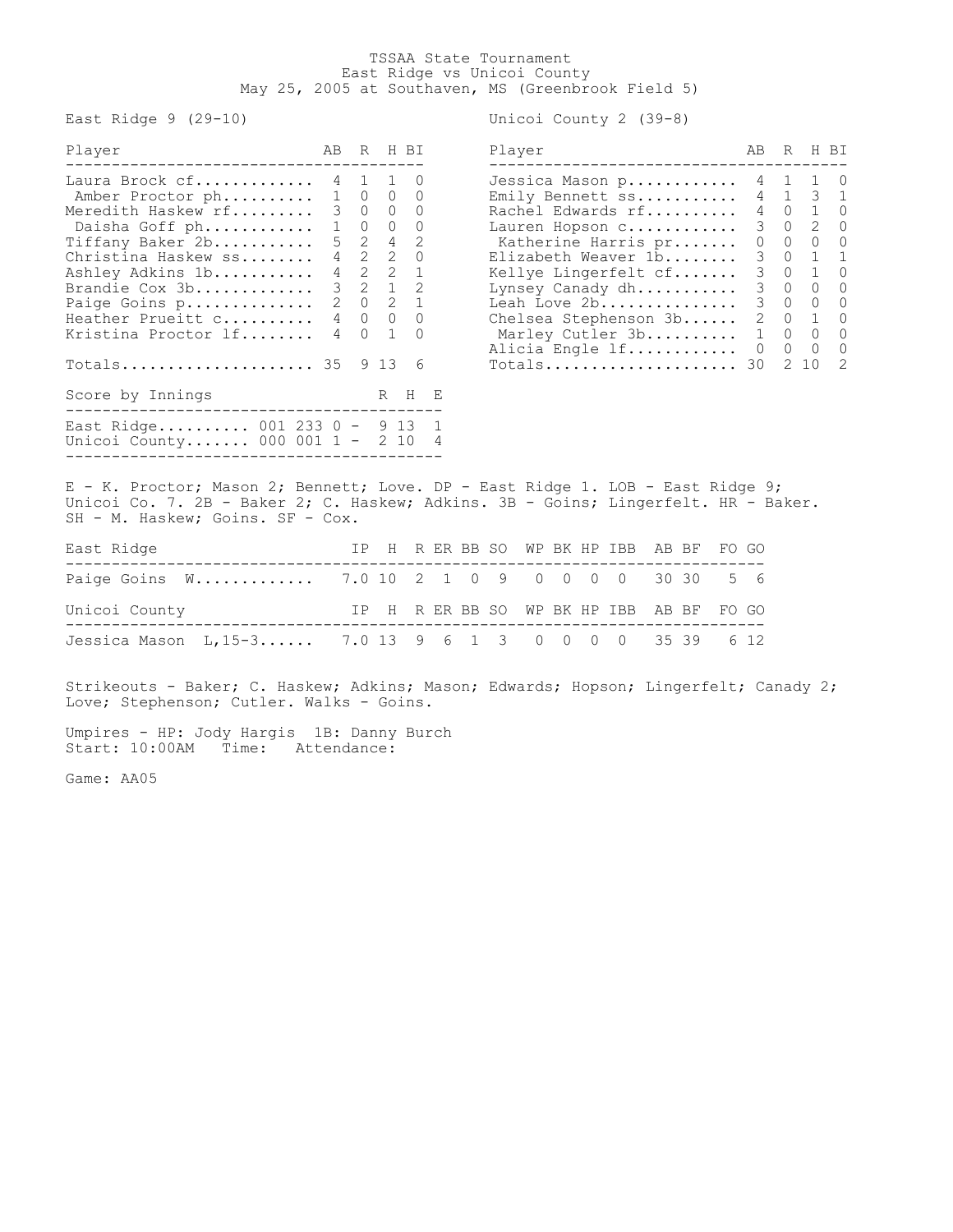# TSSAA State Tournament

## East Ridge vs Unicoi County

May 25, 2005 at Southaven, MS (Greenbrook Field 5)

### East Ridge 9 (29-10)

| Player | AB | R | H | BI |
|---|---|---|---|---|
| Laura Brock cf | 4 | 1 | 1 | 0 |
| Amber Proctor ph | 1 | 0 | 0 | 0 |
| Meredith Haskew rf | 3 | 0 | 0 | 0 |
| Daisha Goff ph | 1 | 0 | 0 | 0 |
| Tiffany Baker 2b | 5 | 2 | 4 | 2 |
| Christina Haskew ss | 4 | 2 | 2 | 0 |
| Ashley Adkins 1b | 4 | 2 | 2 | 1 |
| Brandie Cox 3b | 3 | 2 | 1 | 2 |
| Paige Goins p | 2 | 0 | 2 | 1 |
| Heather Prueitt c | 4 | 0 | 0 | 0 |
| Kristina Proctor lf | 4 | 0 | 1 | 0 |
| Totals | 35 | 9 | 13 | 6 |

### Unicoi County 2 (39-8)

| Player | AB | R | H | BI |
|---|---|---|---|---|
| Jessica Mason p | 4 | 1 | 1 | 0 |
| Emily Bennett ss | 4 | 1 | 3 | 1 |
| Rachel Edwards rf | 4 | 0 | 1 | 0 |
| Lauren Hopson c | 3 | 0 | 2 | 0 |
| Katherine Harris pr | 0 | 0 | 0 | 0 |
| Elizabeth Weaver 1b | 3 | 0 | 1 | 1 |
| Kellye Lingerfelt cf | 3 | 0 | 1 | 0 |
| Lynsey Canady dh | 3 | 0 | 0 | 0 |
| Leah Love 2b | 3 | 0 | 0 | 0 |
| Chelsea Stephenson 3b | 2 | 0 | 1 | 0 |
| Marley Cutler 3b | 1 | 0 | 0 | 0 |
| Alicia Engle lf | 0 | 0 | 0 | 0 |
| Totals | 30 | 2 | 10 | 2 |

| Score by Innings | | R | H | E |
|---|---|---|---|---|
| East Ridge | 001 233 0 - | 9 | 13 | 1 |
| Unicoi County | 000 001 1 - | 2 | 10 | 4 |

E - K. Proctor; Mason 2; Bennett; Love. DP - East Ridge 1. LOB - East Ridge 9; Unicoi Co. 7. 2B - Baker 2; C. Haskew; Adkins. 3B - Goins; Lingerfelt. HR - Baker. SH - M. Haskew; Goins. SF - Cox.

| East Ridge | IP | H | R | ER | BB | SO | WP | BK | HP | IBB | AB | BF | FO | GO |
|---|---|---|---|---|---|---|---|---|---|---|---|---|---|---|
| Paige Goins W | 7.0 | 10 | 2 | 1 | 0 | 9 | 0 | 0 | 0 | 0 | 30 | 30 | 5 | 6 |

| Unicoi County | IP | H | R | ER | BB | SO | WP | BK | HP | IBB | AB | BF | FO | GO |
|---|---|---|---|---|---|---|---|---|---|---|---|---|---|---|
| Jessica Mason L,15-3 | 7.0 | 13 | 9 | 6 | 1 | 3 | 0 | 0 | 0 | 0 | 35 | 39 | 6 | 12 |

Strikeouts - Baker; C. Haskew; Adkins; Mason; Edwards; Hopson; Lingerfelt; Canady 2; Love; Stephenson; Cutler. Walks - Goins.

Umpires - HP: Jody Hargis 1B: Danny Burch
Start: 10:00AM Time: Attendance:

Game: AA05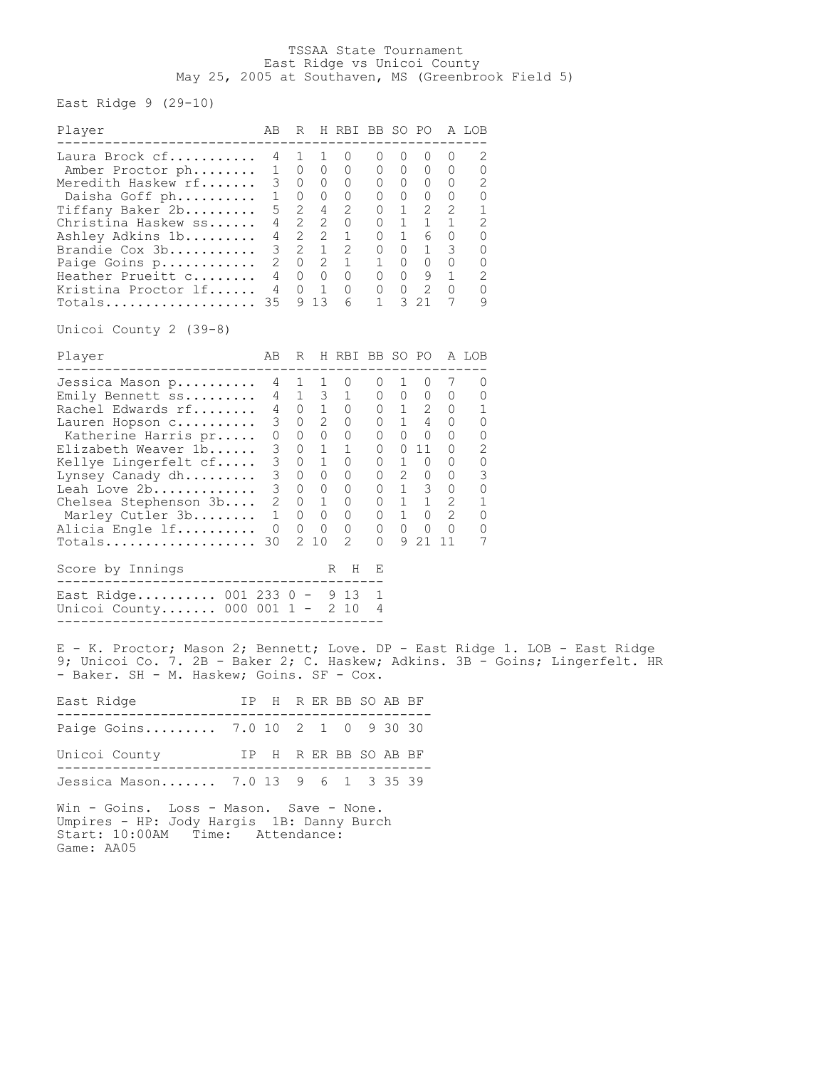# TSSAA State Tournament
## East Ridge vs Unicoi County
### May 25, 2005 at Southaven, MS (Greenbrook Field 5)

**East Ridge 9 (29-10)**

| Player | AB | R | H | RBI | BB | SO | PO | A | LOB |
|---|---|---|---|---|---|---|---|---|---|
| Laura Brock cf | 4 | 1 | 1 | 0 | 0 | 0 | 0 | 0 | 2 |
| Amber Proctor ph | 1 | 0 | 0 | 0 | 0 | 0 | 0 | 0 | 0 |
| Meredith Haskew rf | 3 | 0 | 0 | 0 | 0 | 0 | 0 | 0 | 2 |
| Daisha Goff ph | 1 | 0 | 0 | 0 | 0 | 0 | 0 | 0 | 0 |
| Tiffany Baker 2b | 5 | 2 | 4 | 2 | 0 | 1 | 2 | 2 | 1 |
| Christina Haskew ss | 4 | 2 | 2 | 0 | 0 | 1 | 1 | 1 | 2 |
| Ashley Adkins 1b | 4 | 2 | 2 | 1 | 0 | 1 | 6 | 0 | 0 |
| Brandie Cox 3b | 3 | 2 | 1 | 2 | 0 | 0 | 1 | 3 | 0 |
| Paige Goins p | 2 | 0 | 2 | 1 | 1 | 0 | 0 | 0 | 0 |
| Heather Prueitt c | 4 | 0 | 0 | 0 | 0 | 0 | 9 | 1 | 2 |
| Kristina Proctor lf | 4 | 0 | 1 | 0 | 0 | 0 | 2 | 0 | 0 |
| Totals | 35 | 9 | 13 | 6 | 1 | 3 | 21 | 7 | 9 |

**Unicoi County 2 (39-8)**

| Player | AB | R | H | RBI | BB | SO | PO | A | LOB |
|---|---|---|---|---|---|---|---|---|---|
| Jessica Mason p | 4 | 1 | 1 | 0 | 0 | 1 | 0 | 7 | 0 |
| Emily Bennett ss | 4 | 1 | 3 | 1 | 0 | 0 | 0 | 0 | 0 |
| Rachel Edwards rf | 4 | 0 | 1 | 0 | 0 | 1 | 2 | 0 | 1 |
| Lauren Hopson c | 3 | 0 | 2 | 0 | 0 | 1 | 4 | 0 | 0 |
| Katherine Harris pr | 0 | 0 | 0 | 0 | 0 | 0 | 0 | 0 | 0 |
| Elizabeth Weaver 1b | 3 | 0 | 1 | 1 | 0 | 0 | 11 | 0 | 2 |
| Kellye Lingerfelt cf | 3 | 0 | 1 | 0 | 0 | 1 | 0 | 0 | 0 |
| Lynsey Canady dh | 3 | 0 | 0 | 0 | 0 | 2 | 0 | 0 | 3 |
| Leah Love 2b | 3 | 0 | 0 | 0 | 0 | 1 | 3 | 0 | 0 |
| Chelsea Stephenson 3b | 2 | 0 | 1 | 0 | 0 | 1 | 1 | 2 | 1 |
| Marley Cutler 3b | 1 | 0 | 0 | 0 | 0 | 1 | 0 | 2 | 0 |
| Alicia Engle lf | 0 | 0 | 0 | 0 | 0 | 0 | 0 | 0 | 0 |
| Totals | 30 | 2 | 10 | 2 | 0 | 9 | 21 | 11 | 7 |

| Score by Innings | | R | H | E |
|---|---|---|---|---|
| East Ridge | 001 233 0 - | 9 | 13 | 1 |
| Unicoi County | 000 001 1 - | 2 | 10 | 4 |

E - K. Proctor; Mason 2; Bennett; Love. DP - East Ridge 1. LOB - East Ridge 9; Unicoi Co. 7. 2B - Baker 2; C. Haskew; Adkins. 3B - Goins; Lingerfelt. HR - Baker. SH - M. Haskew; Goins. SF - Cox.

| East Ridge | IP | H | R | ER | BB | SO | AB | BF |
|---|---|---|---|---|---|---|---|---|
| Paige Goins | 7.0 | 10 | 2 | 1 | 0 | 9 | 30 | 30 |

| Unicoi County | IP | H | R | ER | BB | SO | AB | BF |
|---|---|---|---|---|---|---|---|---|
| Jessica Mason | 7.0 | 13 | 9 | 6 | 1 | 3 | 35 | 39 |

Win - Goins. Loss - Mason. Save - None.
Umpires - HP: Jody Hargis 1B: Danny Burch
Start: 10:00AM Time: Attendance:
Game: AA05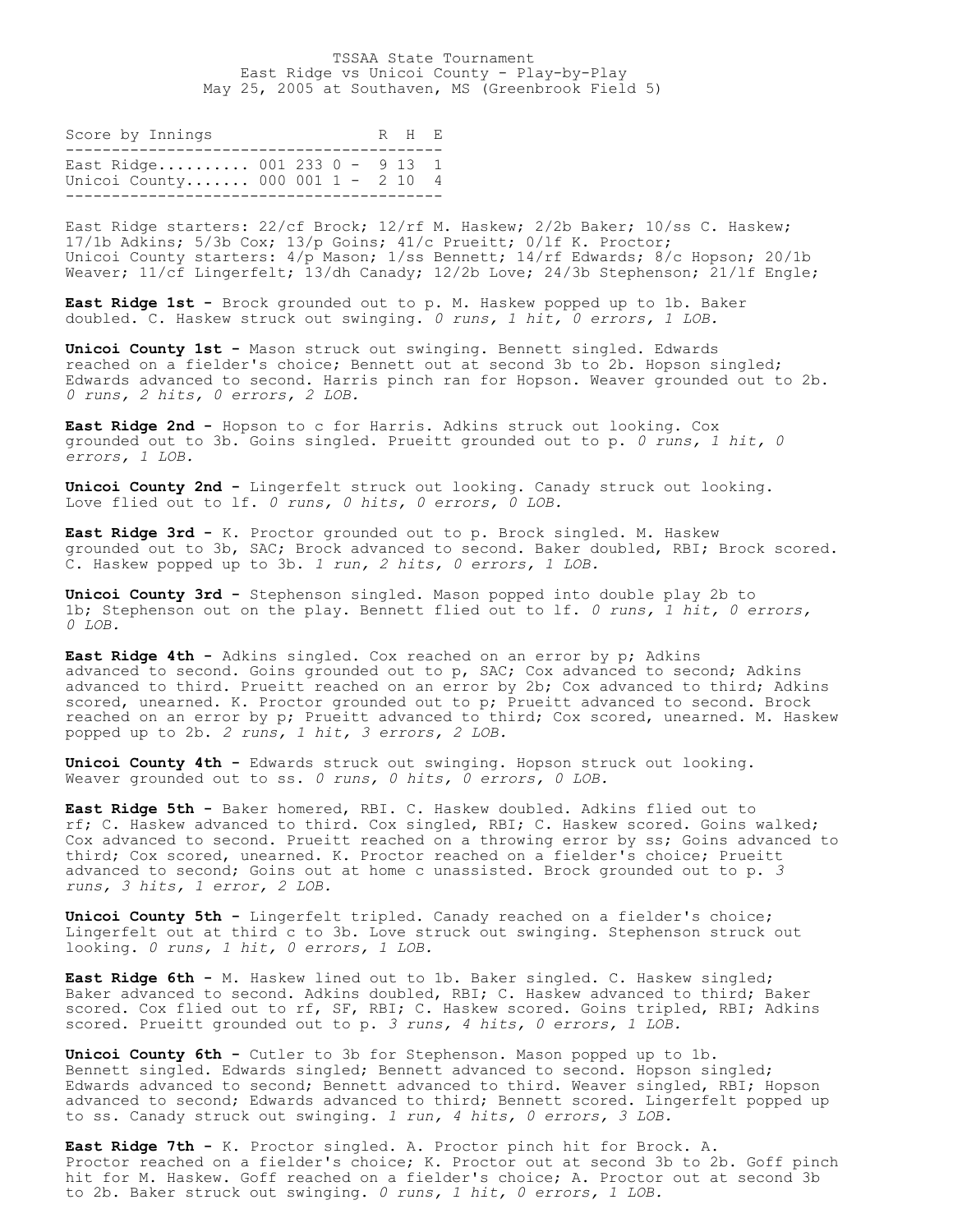TSSAA State Tournament
East Ridge vs Unicoi County - Play-by-Play
May 25, 2005 at Southaven, MS (Greenbrook Field 5)

| Score by Innings | | R | H | E |
|---|---|---|---|---|
| East Ridge | 001 233 0 - | 9 | 13 | 1 |
| Unicoi County | 000 001 1 - | 2 | 10 | 4 |

East Ridge starters: 22/cf Brock; 12/rf M. Haskew; 2/2b Baker; 10/ss C. Haskew; 17/1b Adkins; 5/3b Cox; 13/p Goins; 41/c Prueitt; 0/lf K. Proctor;
Unicoi County starters: 4/p Mason; 1/ss Bennett; 14/rf Edwards; 8/c Hopson; 20/1b Weaver; 11/cf Lingerfelt; 13/dh Canady; 12/2b Love; 24/3b Stephenson; 21/lf Engle;

**East Ridge 1st -** Brock grounded out to p. M. Haskew popped up to 1b. Baker doubled. C. Haskew struck out swinging. *0 runs, 1 hit, 0 errors, 1 LOB.*

**Unicoi County 1st -** Mason struck out swinging. Bennett singled. Edwards reached on a fielder's choice; Bennett out at second 3b to 2b. Hopson singled; Edwards advanced to second. Harris pinch ran for Hopson. Weaver grounded out to 2b. *0 runs, 2 hits, 0 errors, 2 LOB.*

**East Ridge 2nd -** Hopson to c for Harris. Adkins struck out looking. Cox grounded out to 3b. Goins singled. Prueitt grounded out to p. *0 runs, 1 hit, 0 errors, 1 LOB.*

**Unicoi County 2nd -** Lingerfelt struck out looking. Canady struck out looking. Love flied out to lf. *0 runs, 0 hits, 0 errors, 0 LOB.*

**East Ridge 3rd -** K. Proctor grounded out to p. Brock singled. M. Haskew grounded out to 3b, SAC; Brock advanced to second. Baker doubled, RBI; Brock scored. C. Haskew popped up to 3b. *1 run, 2 hits, 0 errors, 1 LOB.*

**Unicoi County 3rd -** Stephenson singled. Mason popped into double play 2b to 1b; Stephenson out on the play. Bennett flied out to lf. *0 runs, 1 hit, 0 errors, 0 LOB.*

**East Ridge 4th -** Adkins singled. Cox reached on an error by p; Adkins advanced to second. Goins grounded out to p, SAC; Cox advanced to second; Adkins advanced to third. Prueitt reached on an error by 2b; Cox advanced to third; Adkins scored, unearned. K. Proctor grounded out to p; Prueitt advanced to second. Brock reached on an error by p; Prueitt advanced to third; Cox scored, unearned. M. Haskew popped up to 2b. *2 runs, 1 hit, 3 errors, 2 LOB.*

**Unicoi County 4th -** Edwards struck out swinging. Hopson struck out looking. Weaver grounded out to ss. *0 runs, 0 hits, 0 errors, 0 LOB.*

**East Ridge 5th -** Baker homered, RBI. C. Haskew doubled. Adkins flied out to rf; C. Haskew advanced to third. Cox singled, RBI; C. Haskew scored. Goins walked; Cox advanced to second. Prueitt reached on a throwing error by ss; Goins advanced to third; Cox scored, unearned. K. Proctor reached on a fielder's choice; Prueitt advanced to second; Goins out at home c unassisted. Brock grounded out to p. *3 runs, 3 hits, 1 error, 2 LOB.*

**Unicoi County 5th -** Lingerfelt tripled. Canady reached on a fielder's choice; Lingerfelt out at third c to 3b. Love struck out swinging. Stephenson struck out looking. *0 runs, 1 hit, 0 errors, 1 LOB.*

**East Ridge 6th -** M. Haskew lined out to 1b. Baker singled. C. Haskew singled; Baker advanced to second. Adkins doubled, RBI; C. Haskew advanced to third; Baker scored. Cox flied out to rf, SF, RBI; C. Haskew scored. Goins tripled, RBI; Adkins scored. Prueitt grounded out to p. *3 runs, 4 hits, 0 errors, 1 LOB.*

**Unicoi County 6th -** Cutler to 3b for Stephenson. Mason popped up to 1b. Bennett singled. Edwards singled; Bennett advanced to second. Hopson singled; Edwards advanced to second; Bennett advanced to third. Weaver singled, RBI; Hopson advanced to second; Edwards advanced to third; Bennett scored. Lingerfelt popped up to ss. Canady struck out swinging. *1 run, 4 hits, 0 errors, 3 LOB.*

**East Ridge 7th -** K. Proctor singled. A. Proctor pinch hit for Brock. A. Proctor reached on a fielder's choice; K. Proctor out at second 3b to 2b. Goff pinch hit for M. Haskew. Goff reached on a fielder's choice; A. Proctor out at second 3b to 2b. Baker struck out swinging. *0 runs, 1 hit, 0 errors, 1 LOB.*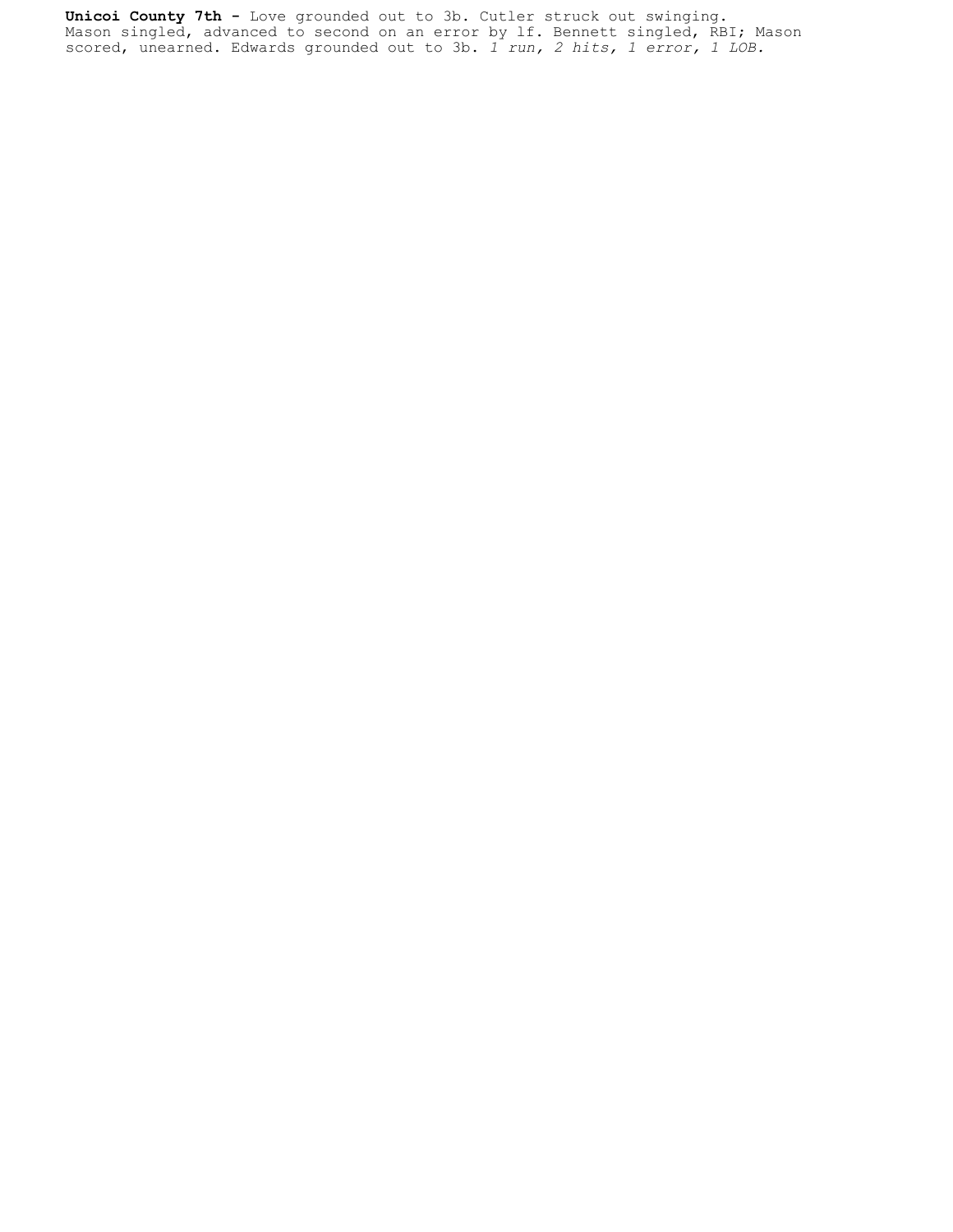**Unicoi County 7th -** Love grounded out to 3b. Cutler struck out swinging. Mason singled, advanced to second on an error by lf. Bennett singled, RBI; Mason scored, unearned. Edwards grounded out to 3b. *1 run, 2 hits, 1 error, 1 LOB.*